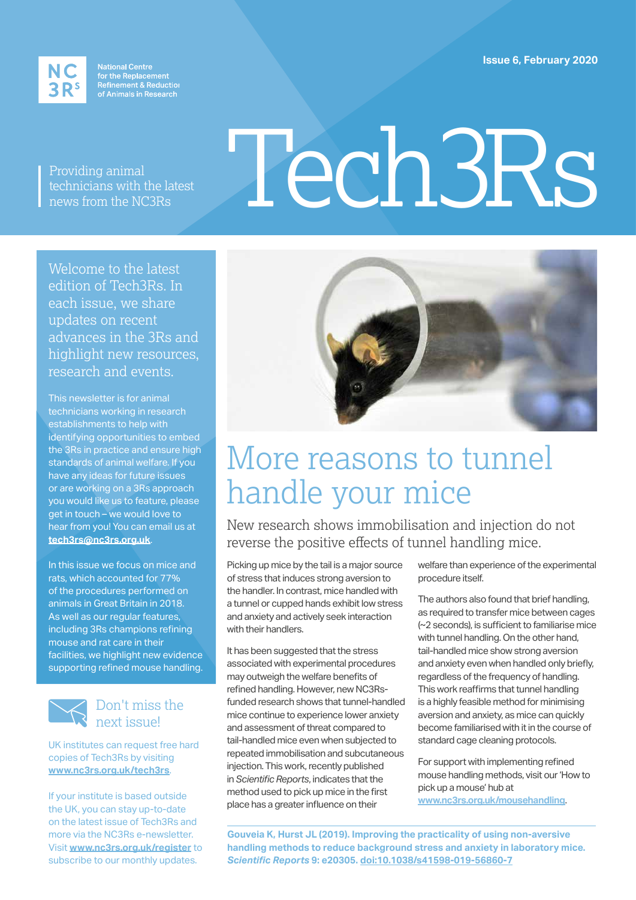NC3Rs

National Centre for the Replacement Refinement & Reduction of Animals in Research

Issue 6, February 2020

Providing animal technicians with the latest news from the NC3Rs

# Tech3Rs

Welcome to the latest edition of Tech3Rs. In each issue, we share updates on recent advances in the 3Rs and highlight new resources, research and events.

This newsletter is for animal technicians working in research establishments to help with identifying opportunities to embed the 3Rs in practice and ensure high standards of animal welfare. If you have any ideas for future issues or are working on a 3Rs approach you would like us to feature, please get in touch – we would love to hear from you! You can email us at **tech3rs@nc3rs.org.uk**.

In this issue we focus on mice and rats, which accounted for 77% of the procedures performed on animals in Great Britain in 2018. As well as our regular features, including 3Rs champions refining mouse and rat care in their facilities, we highlight new evidence supporting refined mouse handling.

## Don't miss the next issue!

UK institutes can request free hard copies of Tech3Rs by visiting **www.nc3rs.org.uk/tech3rs**.

If your institute is based outside the UK, you can stay up-to-date on the latest issue of Tech3Rs and more via the NC3Rs e-newsletter. Visit **www.nc3rs.org.uk/register** to subscribe to our monthly updates.

## More reasons to tunnel handle your mice

New research shows immobilisation and injection do not reverse the positive effects of tunnel handling mice.

Picking up mice by the tail is a major source of stress that induces strong aversion to the handler. In contrast, mice handled with a tunnel or cupped hands exhibit low stress and anxiety and actively seek interaction with their handlers.

It has been suggested that the stress associated with experimental procedures may outweigh the welfare benefits of refined handling. However, new NC3Rs-funded research shows that tunnel-handled mice continue to experience lower anxiety and assessment of threat compared to tail-handled mice even when subjected to repeated immobilisation and subcutaneous injection. This work, recently published in *Scientific Reports*, indicates that the method used to pick up mice in the first place has a greater influence on their welfare than experience of the experimental procedure itself.

The authors also found that brief handling, as required to transfer mice between cages (~2 seconds), is sufficient to familiarise mice with tunnel handling. On the other hand, tail-handled mice show strong aversion and anxiety even when handled only briefly, regardless of the frequency of handling. This work reaffirms that tunnel handling is a highly feasible method for minimising aversion and anxiety, as mice can quickly become familiarised with it in the course of standard cage cleaning protocols.

For support with implementing refined mouse handling methods, visit our 'How to pick up a mouse' hub at **www.nc3rs.org.uk/mousehandling**.

**Gouveia K, Hurst JL (2019). Improving the practicality of using non-aversive handling methods to reduce background stress and anxiety in laboratory mice. *Scientific Reports* 9: e20305. doi:10.1038/s41598-019-56860-7**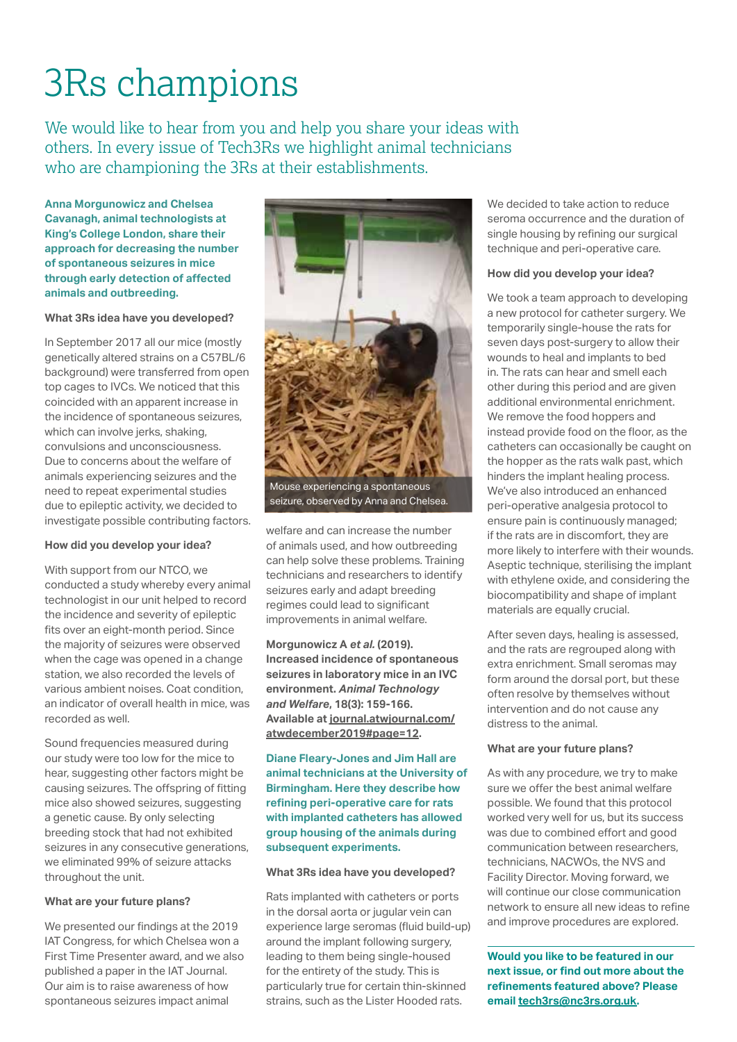# 3Rs champions

We would like to hear from you and help you share your ideas with others. In every issue of Tech3Rs we highlight animal technicians who are championing the 3Rs at their establishments.

**Anna Morgunowicz and Chelsea Cavanagh, animal technologists at King's College London, share their approach for decreasing the number of spontaneous seizures in mice through early detection of affected animals and outbreeding.**

#### What 3Rs idea have you developed?

In September 2017 all our mice (mostly genetically altered strains on a C57BL/6 background) were transferred from open top cages to IVCs. We noticed that this coincided with an apparent increase in the incidence of spontaneous seizures, which can involve jerks, shaking, convulsions and unconsciousness. Due to concerns about the welfare of animals experiencing seizures and the need to repeat experimental studies due to epileptic activity, we decided to investigate possible contributing factors.

#### How did you develop your idea?

With support from our NTCO, we conducted a study whereby every animal technologist in our unit helped to record the incidence and severity of epileptic fits over an eight-month period. Since the majority of seizures were observed when the cage was opened in a change station, we also recorded the levels of various ambient noises. Coat condition, an indicator of overall health in mice, was recorded as well.

Sound frequencies measured during our study were too low for the mice to hear, suggesting other factors might be causing seizures. The offspring of fitting mice also showed seizures, suggesting a genetic cause. By only selecting breeding stock that had not exhibited seizures in any consecutive generations, we eliminated 99% of seizure attacks throughout the unit.

#### What are your future plans?

We presented our findings at the 2019 IAT Congress, for which Chelsea won a First Time Presenter award, and we also published a paper in the IAT Journal. Our aim is to raise awareness of how spontaneous seizures impact animal welfare and can increase the number of animals used, and how outbreeding can help solve these problems. Training technicians and researchers to identify seizures early and adapt breeding regimes could lead to significant improvements in animal welfare.

Mouse experiencing a spontaneous seizure, observed by Anna and Chelsea.

**Morgunowicz A *et al.* (2019). Increased incidence of spontaneous seizures in laboratory mice in an IVC environment. *Animal Technology and Welfare*, 18(3): 159-166. Available at journal.atwjournal.com/atwdecember2019#page=12.**

**Diane Fleary-Jones and Jim Hall are animal technicians at the University of Birmingham. Here they describe how refining peri-operative care for rats with implanted catheters has allowed group housing of the animals during subsequent experiments.**

#### What 3Rs idea have you developed?

Rats implanted with catheters or ports in the dorsal aorta or jugular vein can experience large seromas (fluid build-up) around the implant following surgery, leading to them being single-housed for the entirety of the study. This is particularly true for certain thin-skinned strains, such as the Lister Hooded rats. We decided to take action to reduce seroma occurrence and the duration of single housing by refining our surgical technique and peri-operative care.

#### How did you develop your idea?

We took a team approach to developing a new protocol for catheter surgery. We temporarily single-house the rats for seven days post-surgery to allow their wounds to heal and implants to bed in. The rats can hear and smell each other during this period and are given additional environmental enrichment. We remove the food hoppers and instead provide food on the floor, as the catheters can occasionally be caught on the hopper as the rats walk past, which hinders the implant healing process. We've also introduced an enhanced peri-operative analgesia protocol to ensure pain is continuously managed; if the rats are in discomfort, they are more likely to interfere with their wounds. Aseptic technique, sterilising the implant with ethylene oxide, and considering the biocompatibility and shape of implant materials are equally crucial.

After seven days, healing is assessed, and the rats are regrouped along with extra enrichment. Small seromas may form around the dorsal port, but these often resolve by themselves without intervention and do not cause any distress to the animal.

#### What are your future plans?

As with any procedure, we try to make sure we offer the best animal welfare possible. We found that this protocol worked very well for us, but its success was due to combined effort and good communication between researchers, technicians, NACWOs, the NVS and Facility Director. Moving forward, we will continue our close communication network to ensure all new ideas to refine and improve procedures are explored.

**Would you like to be featured in our next issue, or find out more about the refinements featured above? Please email tech3rs@nc3rs.org.uk.**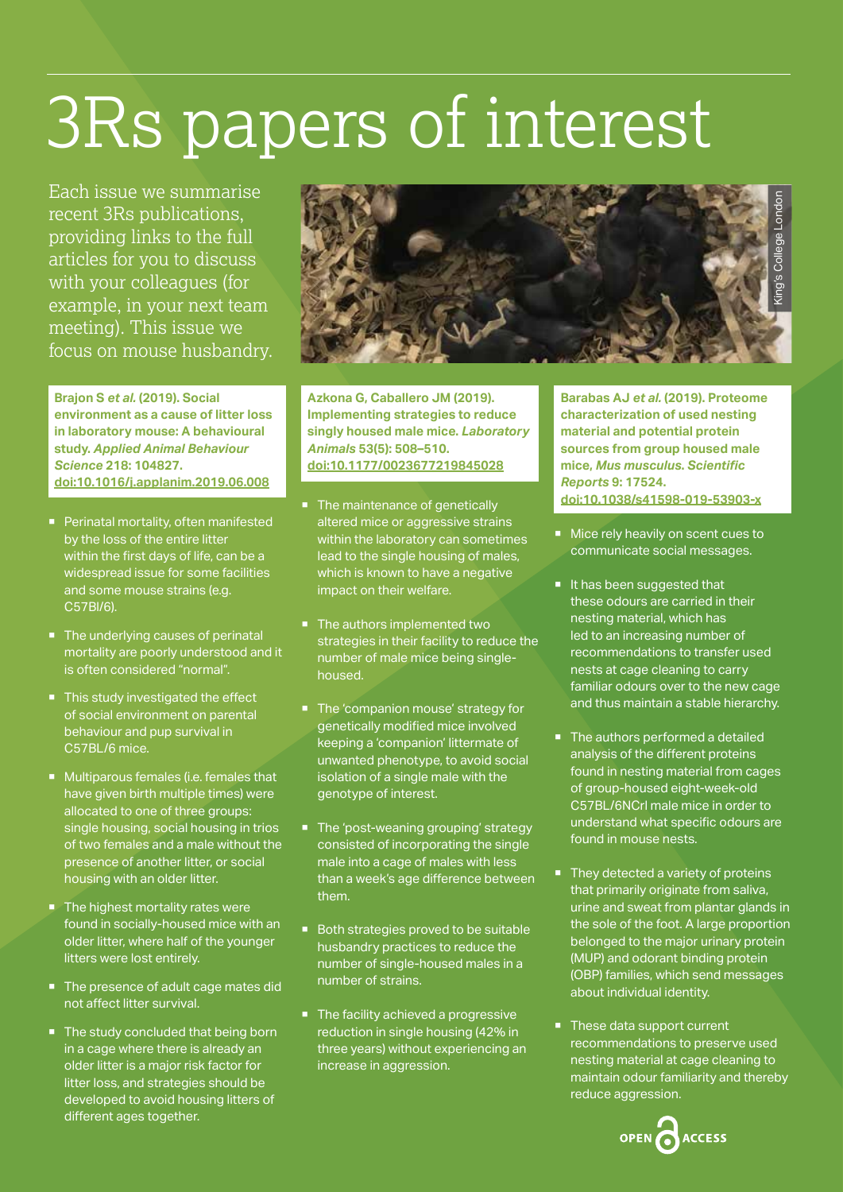# 3Rs papers of interest

Each issue we summarise recent 3Rs publications, providing links to the full articles for you to discuss with your colleagues (for example, in your next team meeting). This issue we focus on mouse husbandry.

**Brajon S *et al.* (2019). Social environment as a cause of litter loss in laboratory mouse: A behavioural study. *Applied Animal Behaviour Science* 218: 104827. doi:10.1016/j.applanim.2019.06.008**

- Perinatal mortality, often manifested by the loss of the entire litter within the first days of life, can be a widespread issue for some facilities and some mouse strains (e.g. C57Bl/6).
- The underlying causes of perinatal mortality are poorly understood and it is often considered "normal".
- This study investigated the effect of social environment on parental behaviour and pup survival in C57BL/6 mice.
- Multiparous females (i.e. females that have given birth multiple times) were allocated to one of three groups: single housing, social housing in trios of two females and a male without the presence of another litter, or social housing with an older litter.
- The highest mortality rates were found in socially-housed mice with an older litter, where half of the younger litters were lost entirely.
- The presence of adult cage mates did not affect litter survival.
- The study concluded that being born in a cage where there is already an older litter is a major risk factor for litter loss, and strategies should be developed to avoid housing litters of different ages together.

**Azkona G, Caballero JM (2019). Implementing strategies to reduce singly housed male mice. *Laboratory Animals* 53(5): 508–510. doi:10.1177/0023677219845028**

- The maintenance of genetically altered mice or aggressive strains within the laboratory can sometimes lead to the single housing of males, which is known to have a negative impact on their welfare.
- The authors implemented two strategies in their facility to reduce the number of male mice being single-housed.
- The 'companion mouse' strategy for genetically modified mice involved keeping a 'companion' littermate of unwanted phenotype, to avoid social isolation of a single male with the genotype of interest.
- The 'post-weaning grouping' strategy consisted of incorporating the single male into a cage of males with less than a week's age difference between them.
- Both strategies proved to be suitable husbandry practices to reduce the number of single-housed males in a number of strains.
- The facility achieved a progressive reduction in single housing (42% in three years) without experiencing an increase in aggression.

**Barabas AJ *et al.* (2019). Proteome characterization of used nesting material and potential protein sources from group housed male mice, *Mus musculus*. *Scientific Reports* 9: 17524. doi:10.1038/s41598-019-53903-x**

- Mice rely heavily on scent cues to communicate social messages.
- It has been suggested that these odours are carried in their nesting material, which has led to an increasing number of recommendations to transfer used nests at cage cleaning to carry familiar odours over to the new cage and thus maintain a stable hierarchy.
- The authors performed a detailed analysis of the different proteins found in nesting material from cages of group-housed eight-week-old C57BL/6NCrl male mice in order to understand what specific odours are found in mouse nests.
- They detected a variety of proteins that primarily originate from saliva, urine and sweat from plantar glands in the sole of the foot. A large proportion belonged to the major urinary protein (MUP) and odorant binding protein (OBP) families, which send messages about individual identity.
- These data support current recommendations to preserve used nesting material at cage cleaning to maintain odour familiarity and thereby reduce aggression.

OPEN ACCESS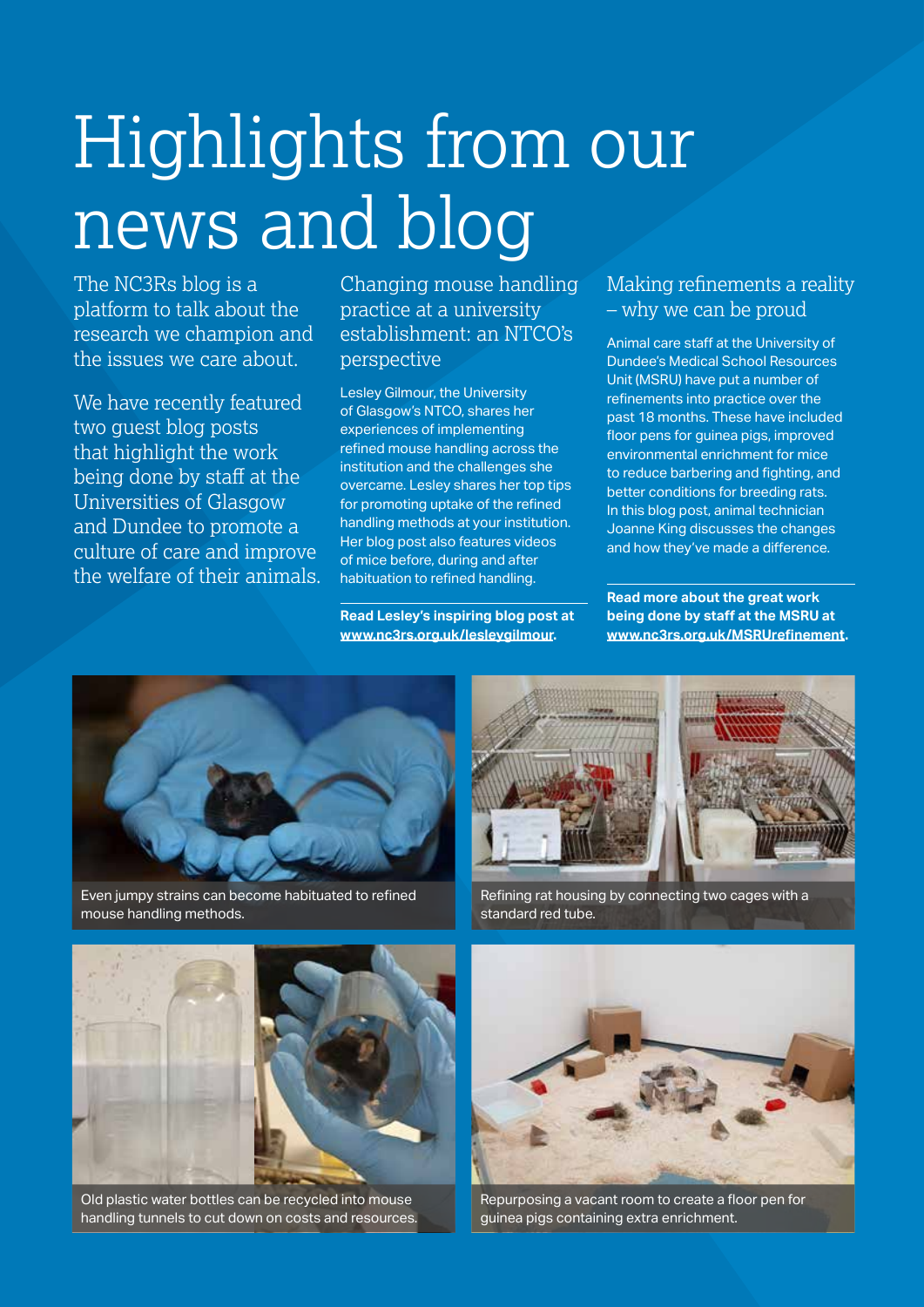# Highlights from our news and blog

The NC3Rs blog is a platform to talk about the research we champion and the issues we care about.

We have recently featured two guest blog posts that highlight the work being done by staff at the Universities of Glasgow and Dundee to promote a culture of care and improve the welfare of their animals.

## Changing mouse handling practice at a university establishment: an NTCO's perspective

Lesley Gilmour, the University of Glasgow's NTCO, shares her experiences of implementing refined mouse handling across the institution and the challenges she overcame. Lesley shares her top tips for promoting uptake of the refined handling methods at your institution. Her blog post also features videos of mice before, during and after habituation to refined handling.

**Read Lesley's inspiring blog post at www.nc3rs.org.uk/lesleygilmour.**

## Making refinements a reality – why we can be proud

Animal care staff at the University of Dundee's Medical School Resources Unit (MSRU) have put a number of refinements into practice over the past 18 months. These have included floor pens for guinea pigs, improved environmental enrichment for mice to reduce barbering and fighting, and better conditions for breeding rats. In this blog post, animal technician Joanne King discusses the changes and how they've made a difference.

**Read more about the great work being done by staff at the MSRU at www.nc3rs.org.uk/MSRUrefinement.**

Even jumpy strains can become habituated to refined mouse handling methods.

Refining rat housing by connecting two cages with a standard red tube.

Old plastic water bottles can be recycled into mouse handling tunnels to cut down on costs and resources.

Repurposing a vacant room to create a floor pen for guinea pigs containing extra enrichment.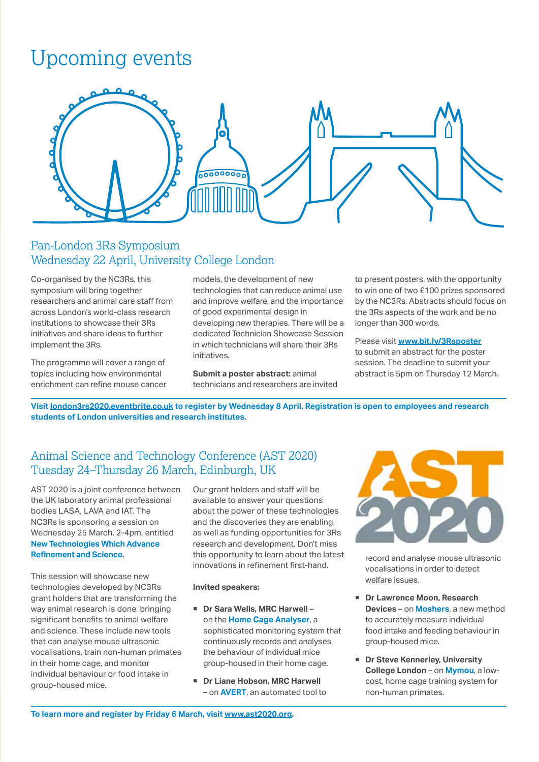# Upcoming events

## Pan-London 3Rs Symposium
## Wednesday 22 April, University College London

Co-organised by the NC3Rs, this symposium will bring together researchers and animal care staff from across London's world-class research institutions to showcase their 3Rs initiatives and share ideas to further implement the 3Rs.

The programme will cover a range of topics including how environmental enrichment can refine mouse cancer models, the development of new technologies that can reduce animal use and improve welfare, and the importance of good experimental design in developing new therapies. There will be a dedicated Technician Showcase Session in which technicians will share their 3Rs initiatives.

**Submit a poster abstract:** animal technicians and researchers are invited to present posters, with the opportunity to win one of two £100 prizes sponsored by the NC3Rs. Abstracts should focus on the 3Rs aspects of the work and be no longer than 300 words.

Please visit **www.bit.ly/3Rsposter** to submit an abstract for the poster session. The deadline to submit your abstract is 5pm on Thursday 12 March.

**Visit london3rs2020.eventbrite.co.uk to register by Wednesday 8 April. Registration is open to employees and research students of London universities and research institutes.**

## Animal Science and Technology Conference (AST 2020)
## Tuesday 24–Thursday 26 March, Edinburgh, UK

AST 2020 is a joint conference between the UK laboratory animal professional bodies LASA, LAVA and IAT. The NC3Rs is sponsoring a session on Wednesday 25 March, 2-4pm, entitled **New Technologies Which Advance Refinement and Science.**

This session will showcase new technologies developed by NC3Rs grant holders that are transforming the way animal research is done, bringing significant benefits to animal welfare and science. These include new tools that can analyse mouse ultrasonic vocalisations, train non-human primates in their home cage, and monitor individual behaviour or food intake in group-housed mice.

Our grant holders and staff will be available to answer your questions about the power of these technologies and the discoveries they are enabling, as well as funding opportunities for 3Rs research and development. Don't miss this opportunity to learn about the latest innovations in refinement first-hand.

**Invited speakers:**

- **Dr Sara Wells, MRC Harwell** – on the **Home Cage Analyser**, a sophisticated monitoring system that continuously records and analyses the behaviour of individual mice group-housed in their home cage.
- **Dr Liane Hobson, MRC Harwell** – on **AVERT**, an automated tool to record and analyse mouse ultrasonic vocalisations in order to detect welfare issues.
- **Dr Lawrence Moon, Research Devices** – on **Moshers**, a new method to accurately measure individual food intake and feeding behaviour in group-housed mice.
- **Dr Steve Kennerley, University College London** – on **Mymou**, a low-cost, home cage training system for non-human primates.

**To learn more and register by Friday 6 March, visit www.ast2020.org.**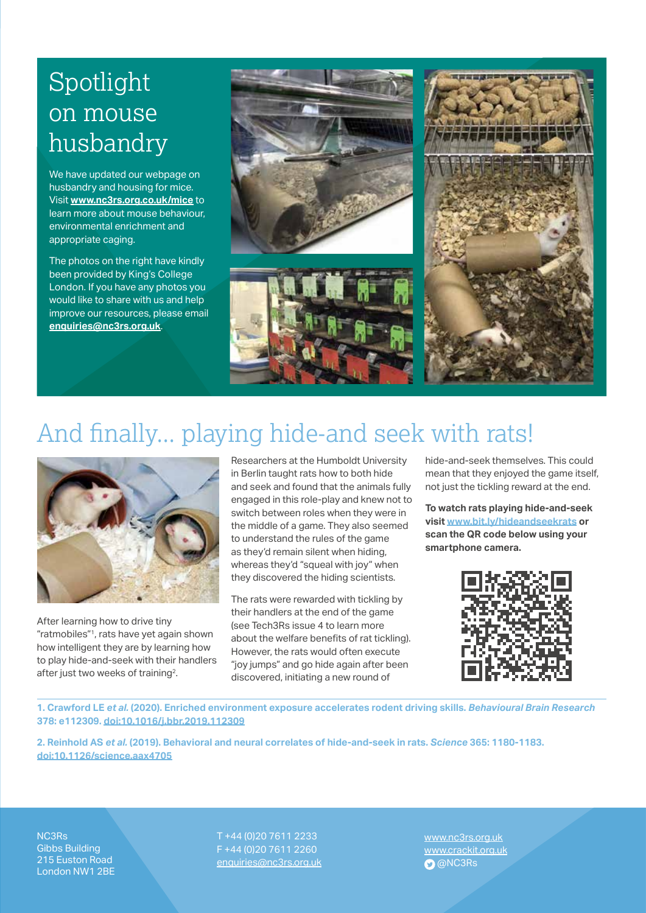# Spotlight on mouse husbandry

We have updated our webpage on husbandry and housing for mice. Visit **www.nc3rs.org.co.uk/mice** to learn more about mouse behaviour, environmental enrichment and appropriate caging.

The photos on the right have kindly been provided by King's College London. If you have any photos you would like to share with us and help improve our resources, please email **enquiries@nc3rs.org.uk**.

# And finally... playing hide-and seek with rats!

After learning how to drive tiny "ratmobiles"[1], rats have yet again shown how intelligent they are by learning how to play hide-and-seek with their handlers after just two weeks of training[2].

Researchers at the Humboldt University in Berlin taught rats how to both hide and seek and found that the animals fully engaged in this role-play and knew not to switch between roles when they were in the middle of a game. They also seemed to understand the rules of the game as they'd remain silent when hiding, whereas they'd "squeal with joy" when they discovered the hiding scientists.

The rats were rewarded with tickling by their handlers at the end of the game (see Tech3Rs issue 4 to learn more about the welfare benefits of rat tickling). However, the rats would often execute "joy jumps" and go hide again after been discovered, initiating a new round of hide-and-seek themselves. This could mean that they enjoyed the game itself, not just the tickling reward at the end.

**To watch rats playing hide-and-seek visit www.bit.ly/hideandseekrats or scan the QR code below using your smartphone camera.**

**1. Crawford LE *et al.* (2020). Enriched environment exposure accelerates rodent driving skills. *Behavioural Brain Research* 378: e112309. doi:10.1016/j.bbr.2019.112309**

**2. Reinhold AS *et al.* (2019). Behavioral and neural correlates of hide-and-seek in rats. *Science* 365: 1180-1183. doi:10.1126/science.aax4705**

NC3Rs
Gibbs Building
215 Euston Road
London NW1 2BE

T +44 (0)20 7611 2233
F +44 (0)20 7611 2260
enquiries@nc3rs.org.uk

www.nc3rs.org.uk
www.crackit.org.uk
@NC3Rs